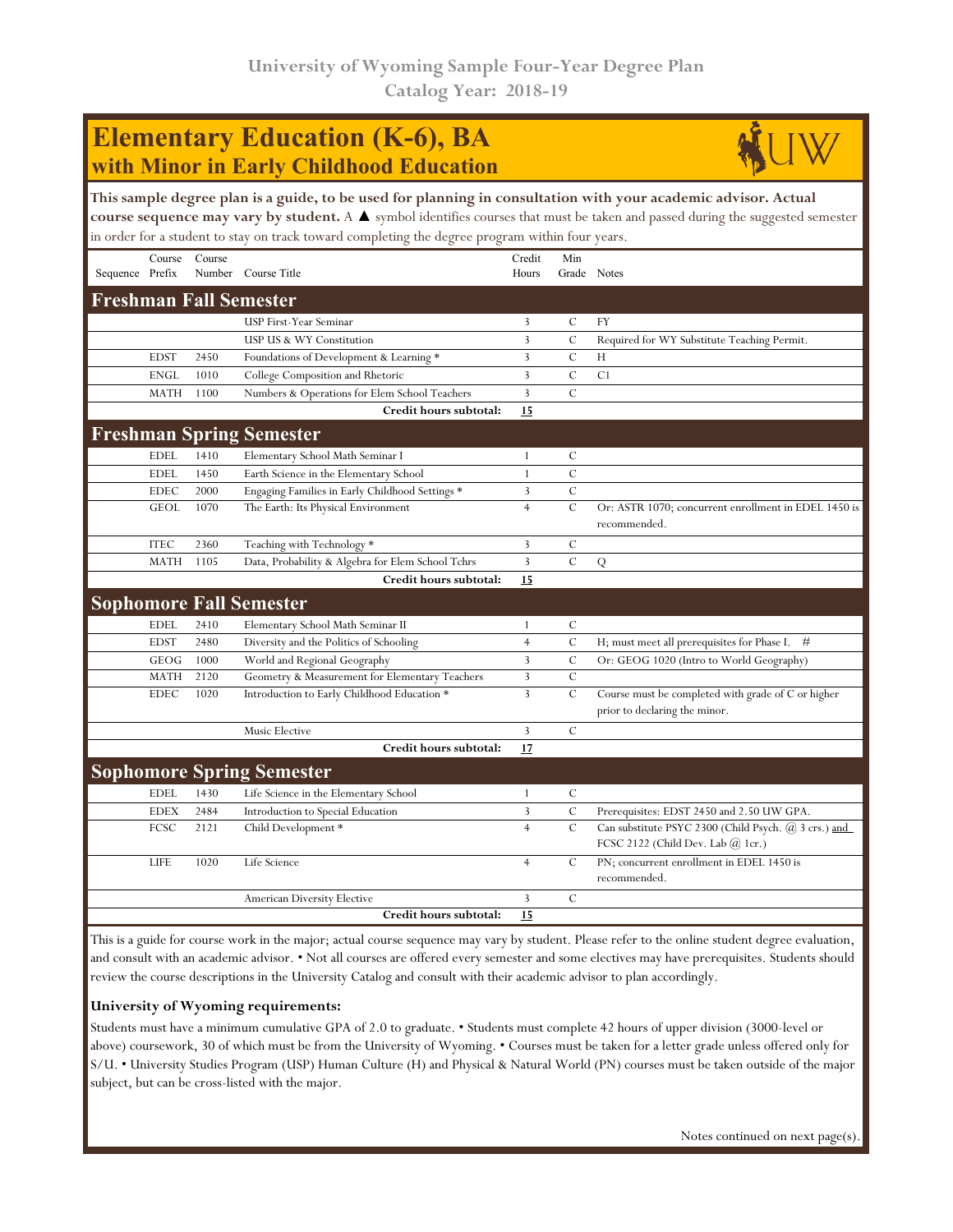# University of Wyoming Sample Four-Year Degree Plan
## Catalog Year: 2018-19

# Elementary Education (K-6), BA
## with Minor in Early Childhood Education

**This sample degree plan is a guide, to be used for planning in consultation with your academic advisor. Actual course sequence may vary by student.** A ▲ symbol identifies courses that must be taken and passed during the suggested semester in order for a student to stay on track toward completing the degree program within four years.

| Sequence | Course Prefix | Course Number | Course Title | Credit Hours | Min Grade | Notes |
|---|---|---|---|---|---|---|
| **Freshman Fall Semester** | | | | | | |
| | | | USP First-Year Seminar | 3 | C | FY |
| | | | USP US & WY Constitution | 3 | C | Required for WY Substitute Teaching Permit. |
| | EDST | 2450 | Foundations of Development & Learning * | 3 | C | H |
| | ENGL | 1010 | College Composition and Rhetoric | 3 | C | C1 |
| | MATH | 1100 | Numbers & Operations for Elem School Teachers | 3 | C | |
| | | | **Credit hours subtotal:** | **15** | | |
| **Freshman Spring Semester** | | | | | | |
| | EDEL | 1410 | Elementary School Math Seminar I | 1 | C | |
| | EDEL | 1450 | Earth Science in the Elementary School | 1 | C | |
| | EDEC | 2000 | Engaging Families in Early Childhood Settings * | 3 | C | |
| | GEOL | 1070 | The Earth: Its Physical Environment | 4 | C | Or: ASTR 1070; concurrent enrollment in EDEL 1450 is recommended. |
| | ITEC | 2360 | Teaching with Technology * | 3 | C | |
| | MATH | 1105 | Data, Probability & Algebra for Elem School Tchrs | 3 | C | Q |
| | | | **Credit hours subtotal:** | **15** | | |
| **Sophomore Fall Semester** | | | | | | |
| | EDEL | 2410 | Elementary School Math Seminar II | 1 | C | |
| | EDST | 2480 | Diversity and the Politics of Schooling | 4 | C | H; must meet all prerequisites for Phase I. # |
| | GEOG | 1000 | World and Regional Geography | 3 | C | Or: GEOG 1020 (Intro to World Geography) |
| | MATH | 2120 | Geometry & Measurement for Elementary Teachers | 3 | C | |
| | EDEC | 1020 | Introduction to Early Childhood Education * | 3 | C | Course must be completed with grade of C or higher prior to declaring the minor. |
| | | | Music Elective | 3 | C | |
| | | | **Credit hours subtotal:** | **17** | | |
| **Sophomore Spring Semester** | | | | | | |
| | EDEL | 1430 | Life Science in the Elementary School | 1 | C | |
| | EDEX | 2484 | Introduction to Special Education | 3 | C | Prerequisites: EDST 2450 and 2.50 UW GPA. |
| | FCSC | 2121 | Child Development * | 4 | C | Can substitute PSYC 2300 (Child Psych. @ 3 crs.) and FCSC 2122 (Child Dev. Lab @ 1cr.) |
| | LIFE | 1020 | Life Science | 4 | C | PN; concurrent enrollment in EDEL 1450 is recommended. |
| | | | American Diversity Elective | 3 | C | |
| | | | **Credit hours subtotal:** | **15** | | |

This is a guide for course work in the major; actual course sequence may vary by student. Please refer to the online student degree evaluation, and consult with an academic advisor. • Not all courses are offered every semester and some electives may have prerequisites. Students should review the course descriptions in the University Catalog and consult with their academic advisor to plan accordingly.

**University of Wyoming requirements:**

Students must have a minimum cumulative GPA of 2.0 to graduate. • Students must complete 42 hours of upper division (3000-level or above) coursework, 30 of which must be from the University of Wyoming. • Courses must be taken for a letter grade unless offered only for S/U. • University Studies Program (USP) Human Culture (H) and Physical & Natural World (PN) courses must be taken outside of the major subject, but can be cross-listed with the major.

Notes continued on next page(s).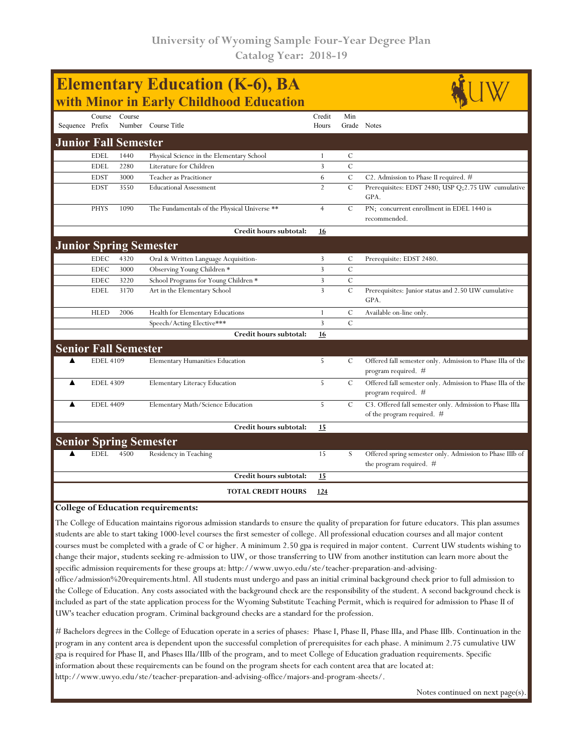University of Wyoming Sample Four-Year Degree Plan
Catalog Year: 2018-19

# Elementary Education (K-6), BA
## with Minor in Early Childhood Education

| Sequence | Course Prefix | Course Number | Course Title | Credit Hours | Min Grade | Notes |
|---|---|---|---|---|---|---|
| **Junior Fall Semester** | | | | | | |
| | EDEL | 1440 | Physical Science in the Elementary School | 1 | C | |
| | EDEL | 2280 | Literature for Children | 3 | C | |
| | EDST | 3000 | Teacher as Pracitioner | 6 | C | C2. Admission to Phase II required. # |
| | EDST | 3550 | Educational Assessment | 2 | C | Prerequisites: EDST 2480; USP Q;2.75 UW cumulative GPA. |
| | PHYS | 1090 | The Fundamentals of the Physical Universe ** | 4 | C | PN; concurrent enrollment in EDEL 1440 is recommended. |
| | | | **Credit hours subtotal:** | **16** | | |
| **Junior Spring Semester** | | | | | | |
| | EDEC | 4320 | Oral & Written Language Acquisition- | 3 | C | Prerequisite: EDST 2480. |
| | EDEC | 3000 | Observing Young Children * | 3 | C | |
| | EDEC | 3220 | School Programs for Young Children * | 3 | C | |
| | EDEL | 3170 | Art in the Elementary School | 3 | C | Prerequisites: Junior status and 2.50 UW cumulative GPA. |
| | HLED | 2006 | Health for Elementary Educations | 1 | C | Available on-line only. |
| | | | Speech/Acting Elective*** | 3 | C | |
| | | | **Credit hours subtotal:** | **16** | | |
| **Senior Fall Semester** | | | | | | |
| ▲ | EDEL 4109 | | Elementary Humanities Education | 5 | C | Offered fall semester only. Admission to Phase IIIa of the program required. # |
| ▲ | EDEL 4309 | | Elementary Literacy Education | 5 | C | Offered fall semester only. Admission to Phase IIIa of the program required. # |
| ▲ | EDEL 4409 | | Elementary Math/Science Education | 5 | C | C3. Offered fall semester only. Admission to Phase IIIa of the program required. # |
| | | | **Credit hours subtotal:** | **15** | | |
| **Senior Spring Semester** | | | | | | |
| ▲ | EDEL | 4500 | Residency in Teaching | 15 | S | Offered spring semester only. Admission to Phase IIIb of the program required. # |
| | | | **Credit hours subtotal:** | **15** | | |
| | | | **TOTAL CREDIT HOURS** | **124** | | |

**College of Education requirements:**

The College of Education maintains rigorous admission standards to ensure the quality of preparation for future educators. This plan assumes students are able to start taking 1000-level courses the first semester of college. All professional education courses and all major content courses must be completed with a grade of C or higher. A minimum 2.50 gpa is required in major content. Current UW students wishing to change their major, students seeking re-admission to UW, or those transferring to UW from another institution can learn more about the specific admission requirements for these groups at: http://www.uwyo.edu/ste/teacher-preparation-and-advising-office/admission%20requirements.html. All students must undergo and pass an initial criminal background check prior to full admission to the College of Education. Any costs associated with the background check are the responsibility of the student. A second background check is included as part of the state application process for the Wyoming Substitute Teaching Permit, which is required for admission to Phase II of UW's teacher education program. Criminal background checks are a standard for the profession.

# Bachelors degrees in the College of Education operate in a series of phases: Phase I, Phase II, Phase IIIa, and Phase IIIb. Continuation in the program in any content area is dependent upon the successful completion of prerequisites for each phase. A minimum 2.75 cumulative UW gpa is required for Phase II, and Phases IIIa/IIIb of the program, and to meet College of Education graduation requirements. Specific information about these requirements can be found on the program sheets for each content area that are located at: http://www.uwyo.edu/ste/teacher-preparation-and-advising-office/majors-and-program-sheets/.

Notes continued on next page(s).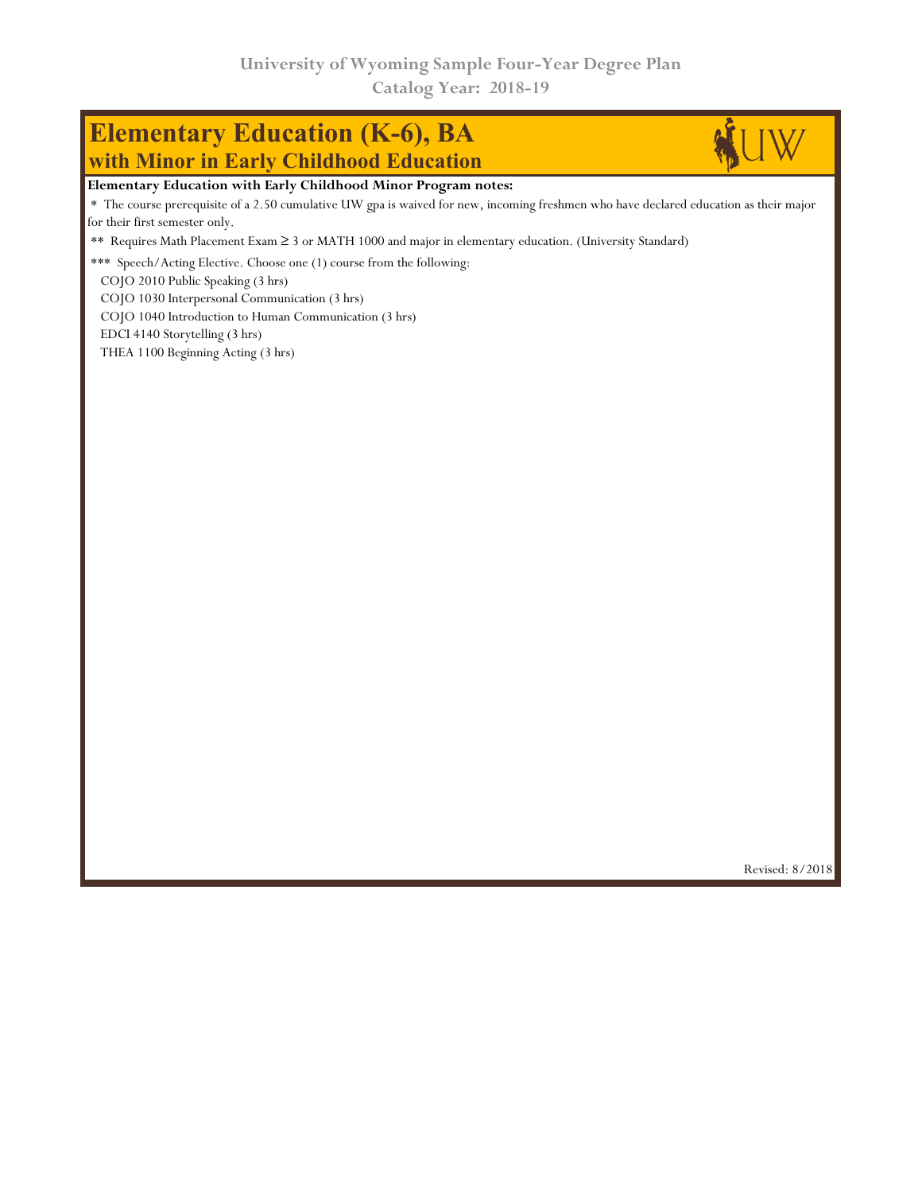University of Wyoming Sample Four-Year Degree Plan
Catalog Year: 2018-19

# Elementary Education (K-6), BA
## with Minor in Early Childhood Education

**Elementary Education with Early Childhood Minor Program notes:**

* The course prerequisite of a 2.50 cumulative UW gpa is waived for new, incoming freshmen who have declared education as their major for their first semester only.

** Requires Math Placement Exam ≥ 3 or MATH 1000 and major in elementary education. (University Standard)

*** Speech/Acting Elective. Choose one (1) course from the following:

COJO 2010 Public Speaking (3 hrs)
COJO 1030 Interpersonal Communication (3 hrs)
COJO 1040 Introduction to Human Communication (3 hrs)
EDCI 4140 Storytelling (3 hrs)
THEA 1100 Beginning Acting (3 hrs)

Revised: 8/2018